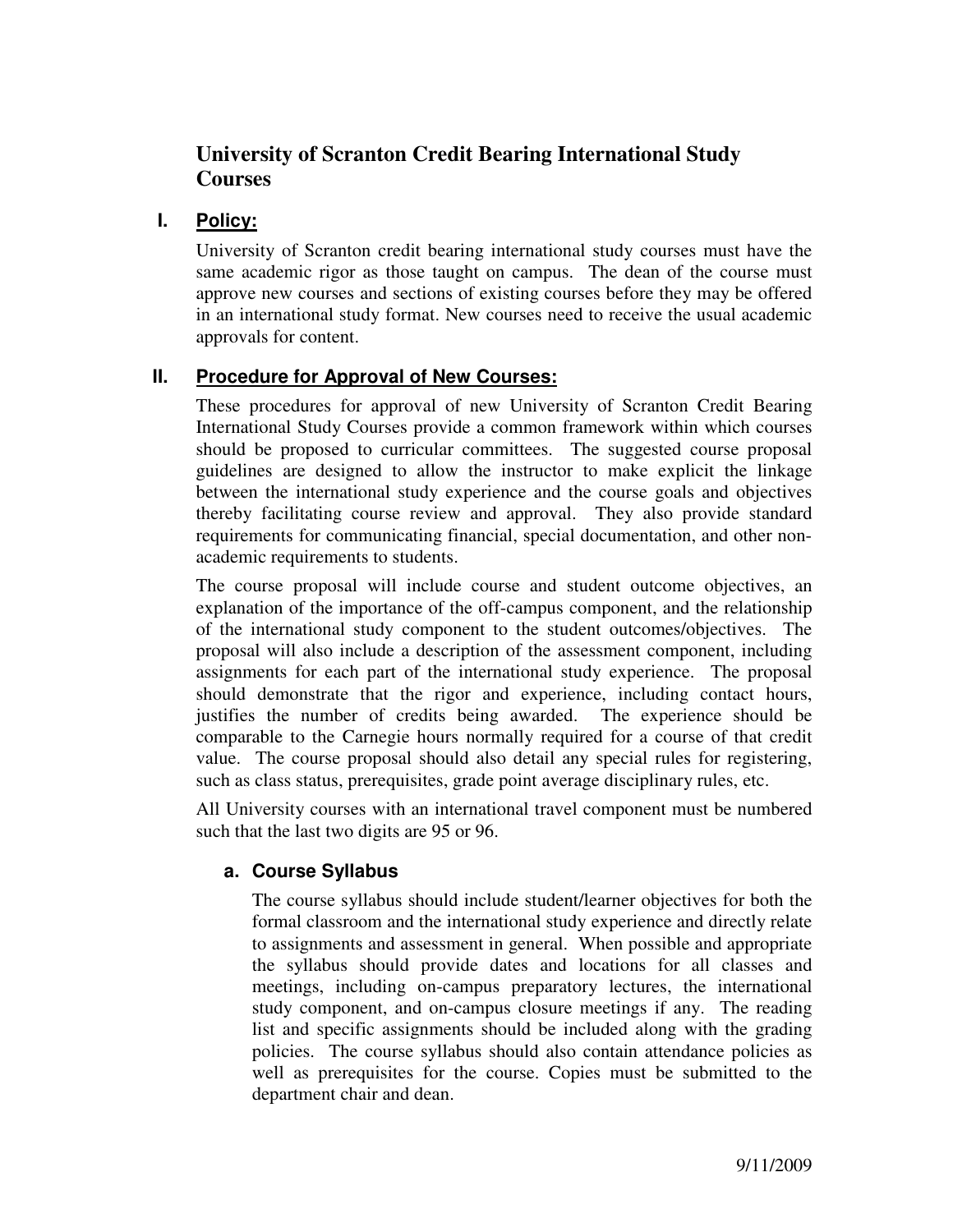# University of Scranton Credit Bearing International Study Courses

## I. Policy:

University of Scranton credit bearing international study courses must have the same academic rigor as those taught on campus. The dean of the course must approve new courses and sections of existing courses before they may be offered in an international study format. New courses need to receive the usual academic approvals for content.

## II. Procedure for Approval of New Courses:

These procedures for approval of new University of Scranton Credit Bearing International Study Courses provide a common framework within which courses should be proposed to curricular committees. The suggested course proposal guidelines are designed to allow the instructor to make explicit the linkage between the international study experience and the course goals and objectives thereby facilitating course review and approval. They also provide standard requirements for communicating financial, special documentation, and other non-academic requirements to students.

The course proposal will include course and student outcome objectives, an explanation of the importance of the off-campus component, and the relationship of the international study component to the student outcomes/objectives. The proposal will also include a description of the assessment component, including assignments for each part of the international study experience. The proposal should demonstrate that the rigor and experience, including contact hours, justifies the number of credits being awarded. The experience should be comparable to the Carnegie hours normally required for a course of that credit value. The course proposal should also detail any special rules for registering, such as class status, prerequisites, grade point average disciplinary rules, etc.

All University courses with an international travel component must be numbered such that the last two digits are 95 or 96.

### a. Course Syllabus

The course syllabus should include student/learner objectives for both the formal classroom and the international study experience and directly relate to assignments and assessment in general. When possible and appropriate the syllabus should provide dates and locations for all classes and meetings, including on-campus preparatory lectures, the international study component, and on-campus closure meetings if any. The reading list and specific assignments should be included along with the grading policies. The course syllabus should also contain attendance policies as well as prerequisites for the course. Copies must be submitted to the department chair and dean.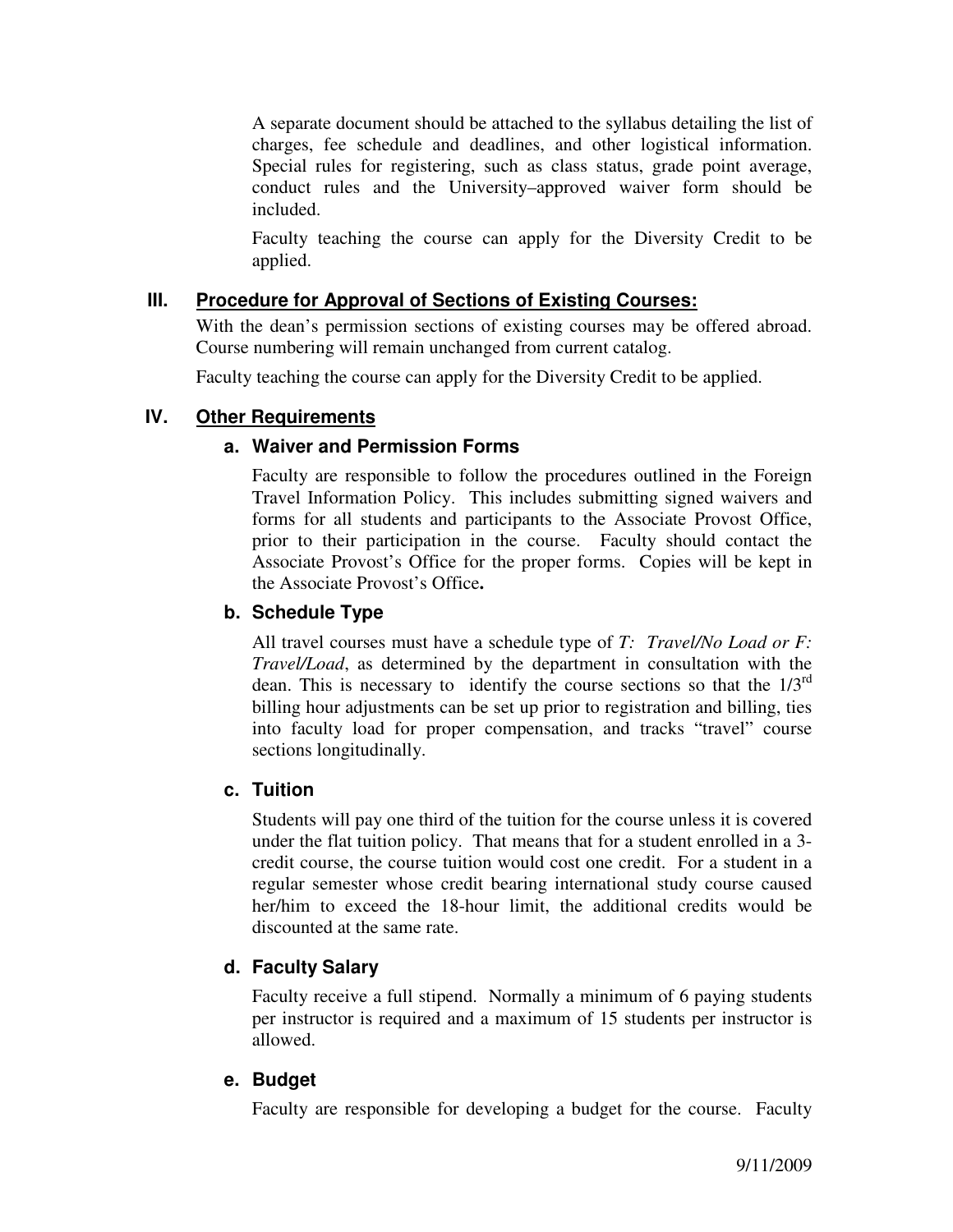A separate document should be attached to the syllabus detailing the list of charges, fee schedule and deadlines, and other logistical information. Special rules for registering, such as class status, grade point average, conduct rules and the University–approved waiver form should be included.

Faculty teaching the course can apply for the Diversity Credit to be applied.

## III. Procedure for Approval of Sections of Existing Courses:

With the dean's permission sections of existing courses may be offered abroad. Course numbering will remain unchanged from current catalog.

Faculty teaching the course can apply for the Diversity Credit to be applied.

## IV. Other Requirements

### a. Waiver and Permission Forms

Faculty are responsible to follow the procedures outlined in the Foreign Travel Information Policy. This includes submitting signed waivers and forms for all students and participants to the Associate Provost Office, prior to their participation in the course. Faculty should contact the Associate Provost's Office for the proper forms. Copies will be kept in the Associate Provost's Office**.**

### b. Schedule Type

All travel courses must have a schedule type of *T: Travel/No Load or F: Travel/Load*, as determined by the department in consultation with the dean. This is necessary to identify the course sections so that the 1/3rd billing hour adjustments can be set up prior to registration and billing, ties into faculty load for proper compensation, and tracks "travel" course sections longitudinally.

### c. Tuition

Students will pay one third of the tuition for the course unless it is covered under the flat tuition policy. That means that for a student enrolled in a 3-credit course, the course tuition would cost one credit. For a student in a regular semester whose credit bearing international study course caused her/him to exceed the 18-hour limit, the additional credits would be discounted at the same rate.

### d. Faculty Salary

Faculty receive a full stipend. Normally a minimum of 6 paying students per instructor is required and a maximum of 15 students per instructor is allowed.

### e. Budget

Faculty are responsible for developing a budget for the course. Faculty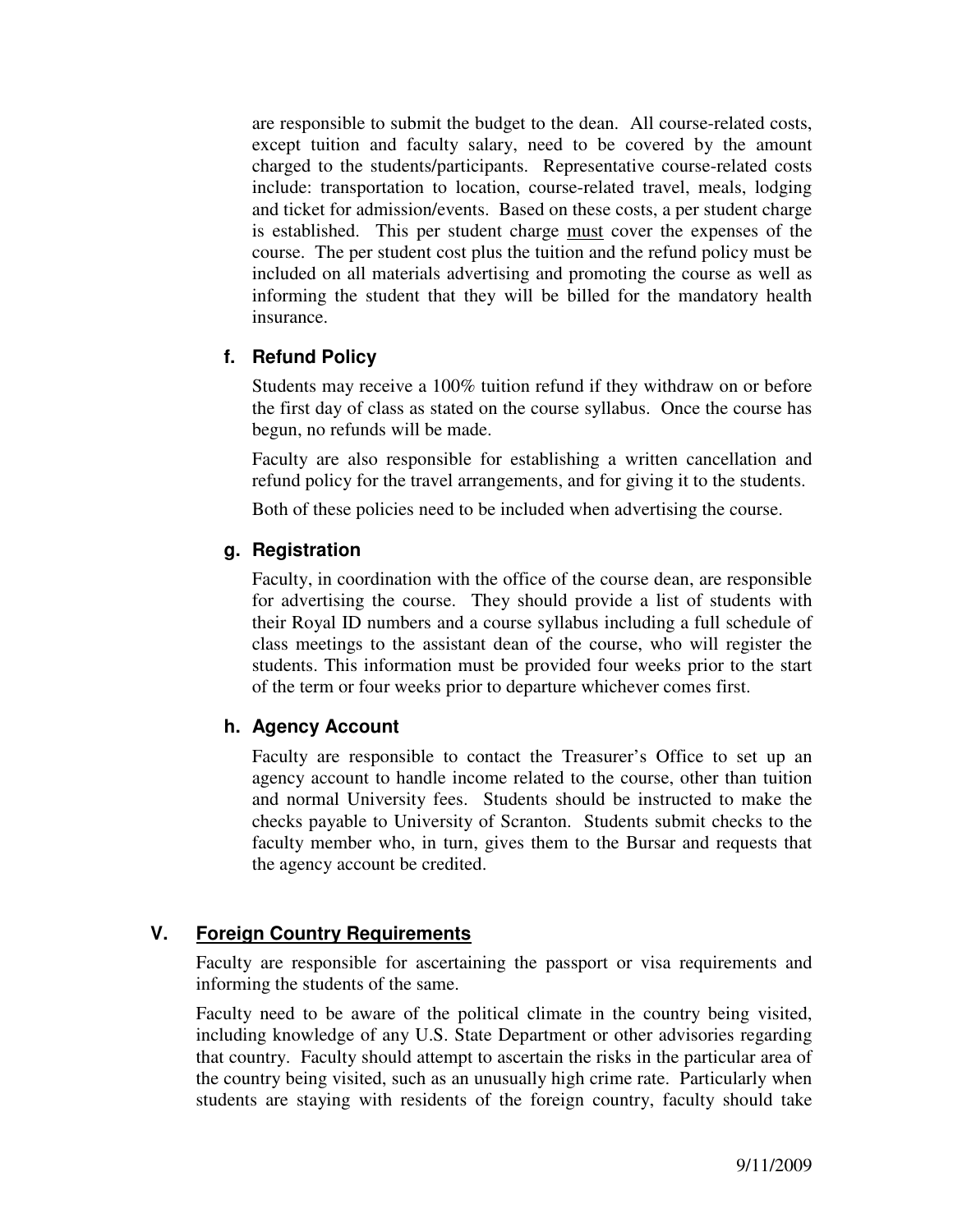are responsible to submit the budget to the dean. All course-related costs, except tuition and faculty salary, need to be covered by the amount charged to the students/participants. Representative course-related costs include: transportation to location, course-related travel, meals, lodging and ticket for admission/events. Based on these costs, a per student charge is established. This per student charge <u>must</u> cover the expenses of the course. The per student cost plus the tuition and the refund policy must be included on all materials advertising and promoting the course as well as informing the student that they will be billed for the mandatory health insurance.

### f. Refund Policy

Students may receive a 100% tuition refund if they withdraw on or before the first day of class as stated on the course syllabus. Once the course has begun, no refunds will be made.

Faculty are also responsible for establishing a written cancellation and refund policy for the travel arrangements, and for giving it to the students.

Both of these policies need to be included when advertising the course.

### g. Registration

Faculty, in coordination with the office of the course dean, are responsible for advertising the course. They should provide a list of students with their Royal ID numbers and a course syllabus including a full schedule of class meetings to the assistant dean of the course, who will register the students. This information must be provided four weeks prior to the start of the term or four weeks prior to departure whichever comes first.

### h. Agency Account

Faculty are responsible to contact the Treasurer's Office to set up an agency account to handle income related to the course, other than tuition and normal University fees. Students should be instructed to make the checks payable to University of Scranton. Students submit checks to the faculty member who, in turn, gives them to the Bursar and requests that the agency account be credited.

## V. <u>Foreign Country Requirements</u>

Faculty are responsible for ascertaining the passport or visa requirements and informing the students of the same.

Faculty need to be aware of the political climate in the country being visited, including knowledge of any U.S. State Department or other advisories regarding that country. Faculty should attempt to ascertain the risks in the particular area of the country being visited, such as an unusually high crime rate. Particularly when students are staying with residents of the foreign country, faculty should take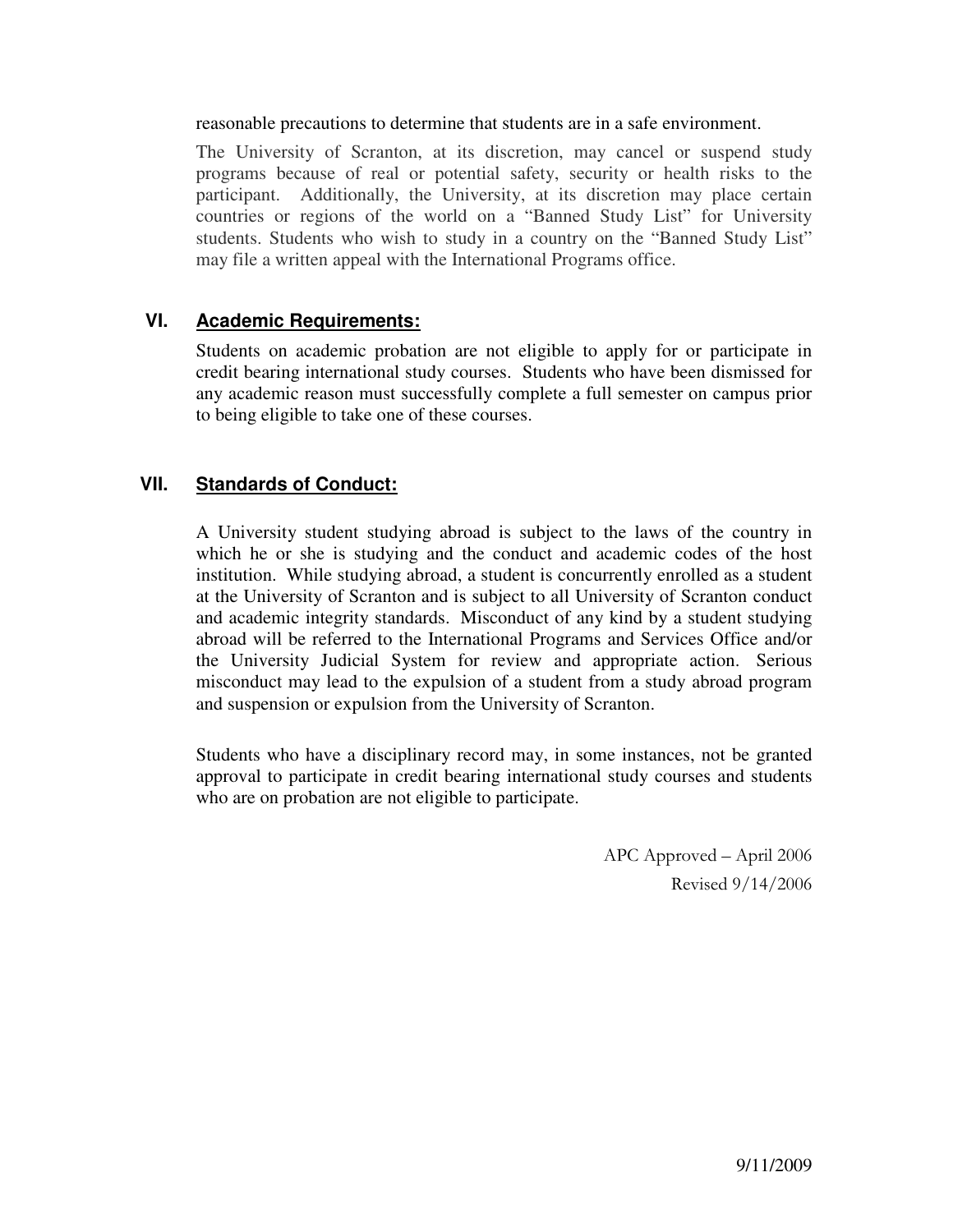reasonable precautions to determine that students are in a safe environment.

The University of Scranton, at its discretion, may cancel or suspend study programs because of real or potential safety, security or health risks to the participant. Additionally, the University, at its discretion may place certain countries or regions of the world on a "Banned Study List" for University students. Students who wish to study in a country on the "Banned Study List" may file a written appeal with the International Programs office.

## VI. Academic Requirements:

Students on academic probation are not eligible to apply for or participate in credit bearing international study courses. Students who have been dismissed for any academic reason must successfully complete a full semester on campus prior to being eligible to take one of these courses.

## VII. Standards of Conduct:

A University student studying abroad is subject to the laws of the country in which he or she is studying and the conduct and academic codes of the host institution. While studying abroad, a student is concurrently enrolled as a student at the University of Scranton and is subject to all University of Scranton conduct and academic integrity standards. Misconduct of any kind by a student studying abroad will be referred to the International Programs and Services Office and/or the University Judicial System for review and appropriate action. Serious misconduct may lead to the expulsion of a student from a study abroad program and suspension or expulsion from the University of Scranton.

Students who have a disciplinary record may, in some instances, not be granted approval to participate in credit bearing international study courses and students who are on probation are not eligible to participate.

APC Approved – April 2006

Revised 9/14/2006